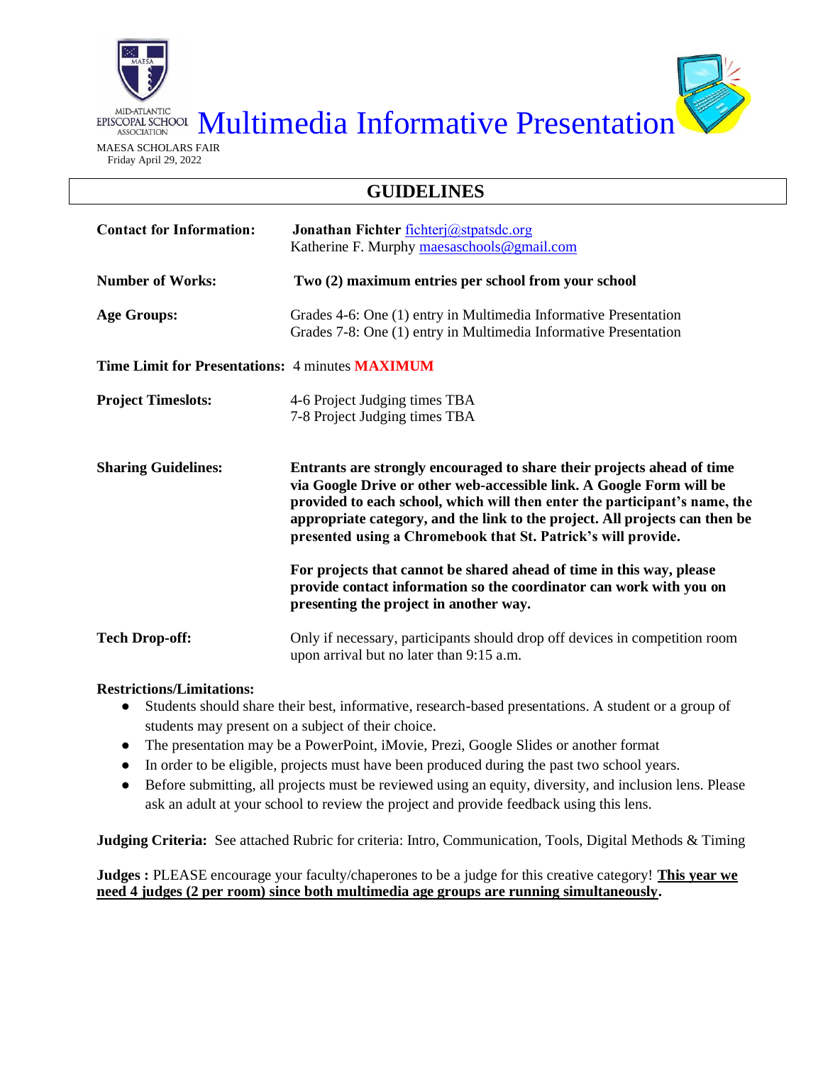MID-ATLANTIC EPISCOPAL SCHOOL ASSOCIATION

# Multimedia Informative Presentation

MAESA SCHOLARS FAIR
Friday April 29, 2022

## GUIDELINES

**Contact for Information:** **Jonathan Fichter** fichterj@stpatsdc.org
Katherine F. Murphy maesaschools@gmail.com

**Number of Works:** **Two (2) maximum entries per school from your school**

**Age Groups:** Grades 4-6: One (1) entry in Multimedia Informative Presentation
Grades 7-8: One (1) entry in Multimedia Informative Presentation

**Time Limit for Presentations:** 4 minutes **MAXIMUM**

**Project Timeslots:** 4-6 Project Judging times TBA
7-8 Project Judging times TBA

**Sharing Guidelines:** **Entrants are strongly encouraged to share their projects ahead of time via Google Drive or other web-accessible link. A Google Form will be provided to each school, which will then enter the participant's name, the appropriate category, and the link to the project. All projects can then be presented using a Chromebook that St. Patrick's will provide.**

**For projects that cannot be shared ahead of time in this way, please provide contact information so the coordinator can work with you on presenting the project in another way.**

**Tech Drop-off:** Only if necessary, participants should drop off devices in competition room upon arrival but no later than 9:15 a.m.

**Restrictions/Limitations:**

- Students should share their best, informative, research-based presentations. A student or a group of students may present on a subject of their choice.
- The presentation may be a PowerPoint, iMovie, Prezi, Google Slides or another format
- In order to be eligible, projects must have been produced during the past two school years.
- Before submitting, all projects must be reviewed using an equity, diversity, and inclusion lens. Please ask an adult at your school to review the project and provide feedback using this lens.

**Judging Criteria:** See attached Rubric for criteria: Intro, Communication, Tools, Digital Methods & Timing

**Judges :** PLEASE encourage your faculty/chaperones to be a judge for this creative category! **This year we need 4 judges (2 per room) since both multimedia age groups are running simultaneously.**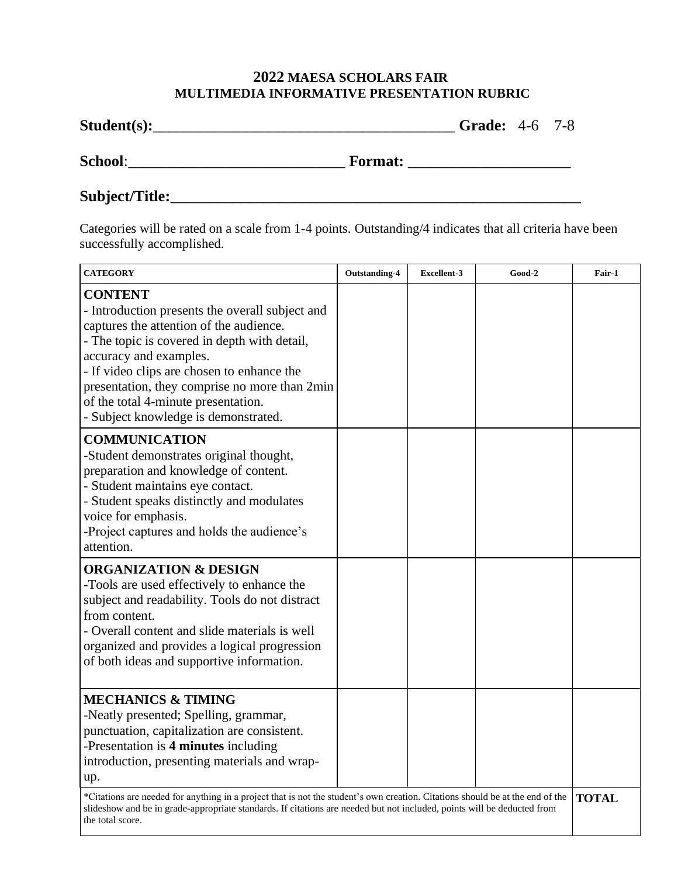## 2022 MAESA SCHOLARS FAIR
## MULTIMEDIA INFORMATIVE PRESENTATION RUBRIC

**Student(s):**_________________________________________ **Grade:** 4-6 7-8

**School**:_____________________________ **Format:** ______________________

**Subject/Title:**________________________________________________________

Categories will be rated on a scale from 1-4 points. Outstanding/4 indicates that all criteria have been successfully accomplished.

| CATEGORY | Outstanding-4 | Excellent-3 | Good-2 | Fair-1 |
|---|---|---|---|---|
| **CONTENT**<br>- Introduction presents the overall subject and captures the attention of the audience.<br>- The topic is covered in depth with detail, accuracy and examples.<br>- If video clips are chosen to enhance the presentation, they comprise no more than 2min of the total 4-minute presentation.<br>- Subject knowledge is demonstrated. | | | | |
| **COMMUNICATION**<br>-Student demonstrates original thought, preparation and knowledge of content.<br>- Student maintains eye contact.<br>- Student speaks distinctly and modulates voice for emphasis.<br>-Project captures and holds the audience's attention. | | | | |
| **ORGANIZATION & DESIGN**<br>-Tools are used effectively to enhance the subject and readability. Tools do not distract from content.<br>- Overall content and slide materials is well organized and provides a logical progression of both ideas and supportive information. | | | | |
| **MECHANICS & TIMING**<br>-Neatly presented; Spelling, grammar, punctuation, capitalization are consistent.<br>-Presentation is **4 minutes** including introduction, presenting materials and wrap-up. | | | | |
| *Citations are needed for anything in a project that is not the student's own creation. Citations should be at the end of the slideshow and be in grade-appropriate standards. If citations are needed but not included, points will be deducted from the total score. | | | | **TOTAL** |